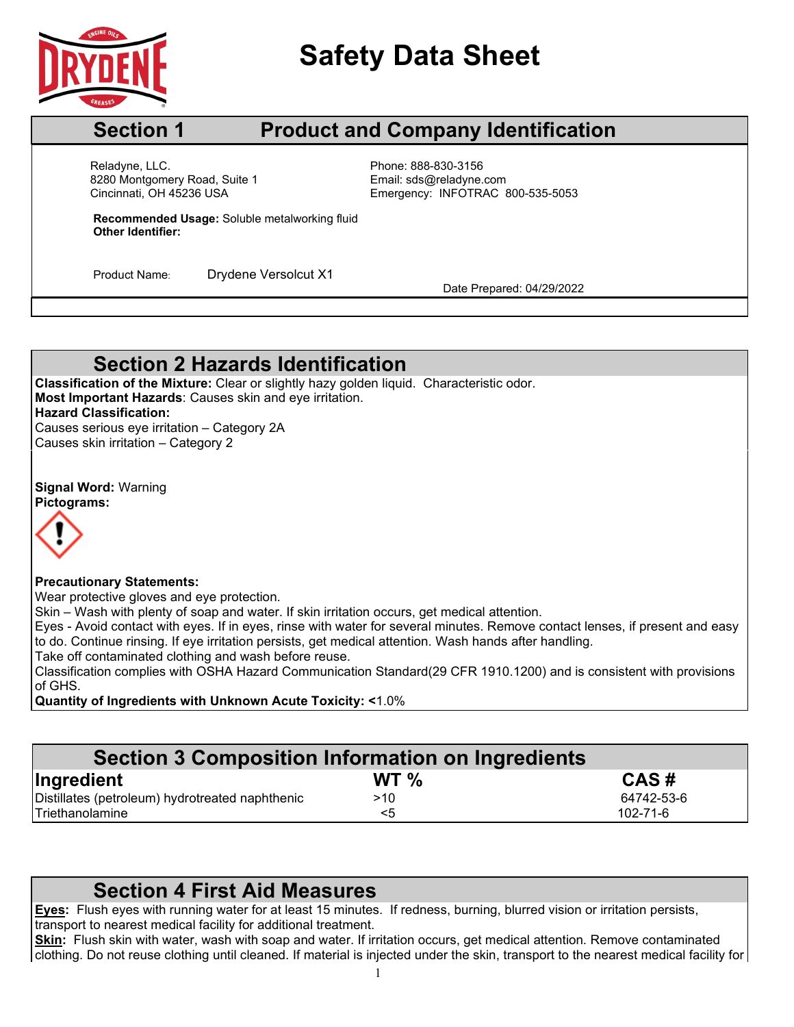# Safety Data Sheet

## Section 1 Product and Company Identification

Reladyne, LLC.
8280 Montgomery Road, Suite 1
Cincinnati, OH 45236 USA

Phone: 888-830-3156
Email: sds@reladyne.com
Emergency: INFOTRAC 800-535-5053

**Recommended Usage:** Soluble metalworking fluid
**Other Identifier:**

Product Name: Drydene Versolcut X1

Date Prepared: 04/29/2022

## Section 2 Hazards Identification

**Classification of the Mixture:** Clear or slightly hazy golden liquid. Characteristic odor.
**Most Important Hazards**: Causes skin and eye irritation.
**Hazard Classification:**
Causes serious eye irritation – Category 2A
Causes skin irritation – Category 2

**Signal Word:** Warning
**Pictograms:**

**Precautionary Statements:**
Wear protective gloves and eye protection.
Skin – Wash with plenty of soap and water. If skin irritation occurs, get medical attention.
Eyes - Avoid contact with eyes. If in eyes, rinse with water for several minutes. Remove contact lenses, if present and easy to do. Continue rinsing. If eye irritation persists, get medical attention. Wash hands after handling.
Take off contaminated clothing and wash before reuse.
Classification complies with OSHA Hazard Communication Standard(29 CFR 1910.1200) and is consistent with provisions of GHS.
**Quantity of Ingredients with Unknown Acute Toxicity: <**1.0%

## Section 3 Composition Information on Ingredients

| Ingredient | WT % | CAS # |
|---|---|---|
| Distillates (petroleum) hydrotreated naphthenic | >10 | 64742-53-6 |
| Triethanolamine | <5 | 102-71-6 |

## Section 4 First Aid Measures

**Eyes:** Flush eyes with running water for at least 15 minutes. If redness, burning, blurred vision or irritation persists, transport to nearest medical facility for additional treatment.
**Skin:** Flush skin with water, wash with soap and water. If irritation occurs, get medical attention. Remove contaminated clothing. Do not reuse clothing until cleaned. If material is injected under the skin, transport to the nearest medical facility for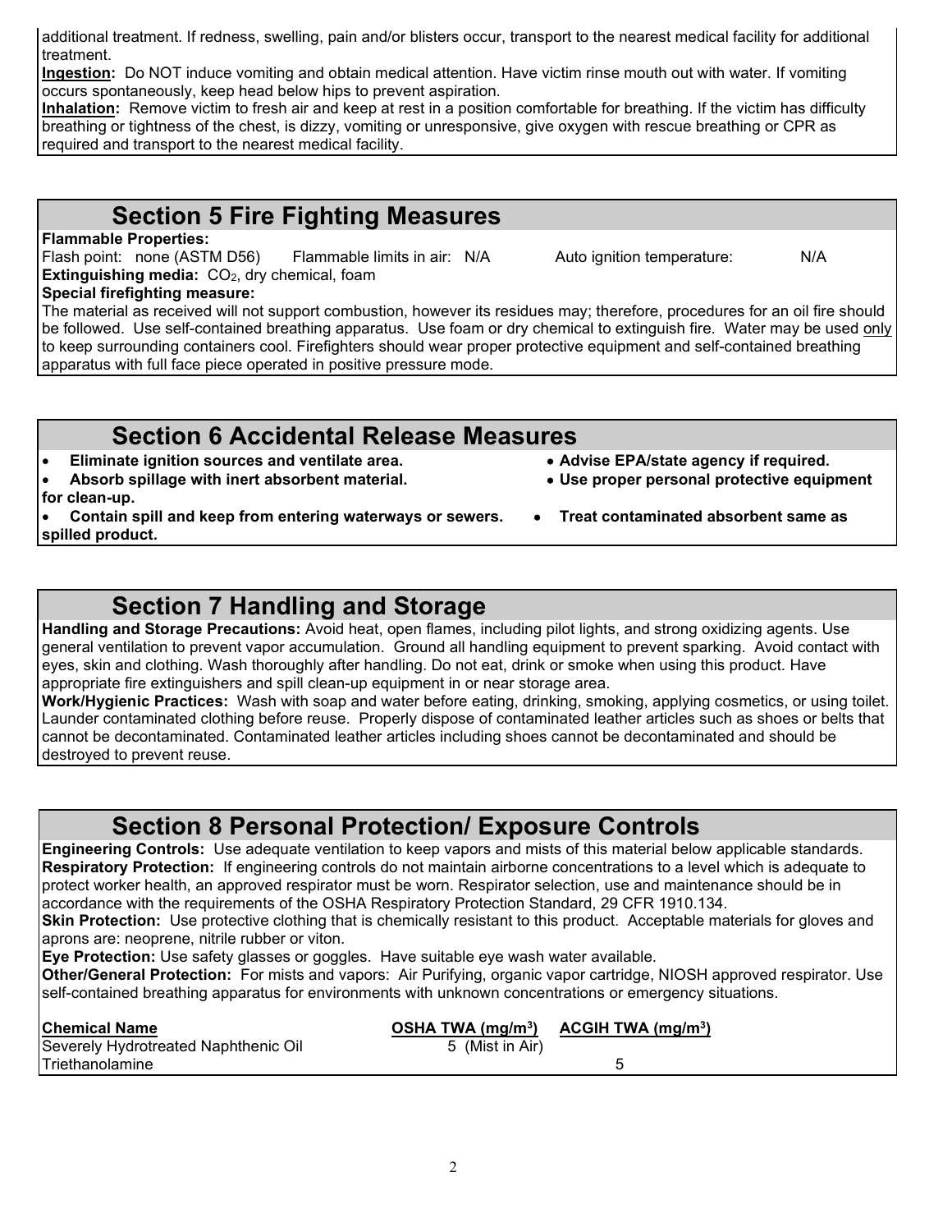additional treatment. If redness, swelling, pain and/or blisters occur, transport to the nearest medical facility for additional treatment.

**Ingestion:** Do NOT induce vomiting and obtain medical attention. Have victim rinse mouth out with water. If vomiting occurs spontaneously, keep head below hips to prevent aspiration.

**Inhalation:** Remove victim to fresh air and keep at rest in a position comfortable for breathing. If the victim has difficulty breathing or tightness of the chest, is dizzy, vomiting or unresponsive, give oxygen with rescue breathing or CPR as required and transport to the nearest medical facility.

## Section 5 Fire Fighting Measures

**Flammable Properties:**

Flash point: none (ASTM D56) Flammable limits in air: N/A Auto ignition temperature: N/A

**Extinguishing media:** $CO_2$, dry chemical, foam

**Special firefighting measure:**

The material as received will not support combustion, however its residues may; therefore, procedures for an oil fire should be followed. Use self-contained breathing apparatus. Use foam or dry chemical to extinguish fire. Water may be used only to keep surrounding containers cool. Firefighters should wear proper protective equipment and self-contained breathing apparatus with full face piece operated in positive pressure mode.

## Section 6 Accidental Release Measures

- **Eliminate ignition sources and ventilate area.**
- **Advise EPA/state agency if required.**
- **Absorb spillage with inert absorbent material.**
- **Use proper personal protective equipment for clean-up.**
- **Contain spill and keep from entering waterways or sewers.**
- **Treat contaminated absorbent same as spilled product.**

## Section 7 Handling and Storage

**Handling and Storage Precautions:** Avoid heat, open flames, including pilot lights, and strong oxidizing agents. Use general ventilation to prevent vapor accumulation. Ground all handling equipment to prevent sparking. Avoid contact with eyes, skin and clothing. Wash thoroughly after handling. Do not eat, drink or smoke when using this product. Have appropriate fire extinguishers and spill clean-up equipment in or near storage area.

**Work/Hygienic Practices:** Wash with soap and water before eating, drinking, smoking, applying cosmetics, or using toilet. Launder contaminated clothing before reuse. Properly dispose of contaminated leather articles such as shoes or belts that cannot be decontaminated. Contaminated leather articles including shoes cannot be decontaminated and should be destroyed to prevent reuse.

## Section 8 Personal Protection/ Exposure Controls

**Engineering Controls:** Use adequate ventilation to keep vapors and mists of this material below applicable standards.

**Respiratory Protection:** If engineering controls do not maintain airborne concentrations to a level which is adequate to protect worker health, an approved respirator must be worn. Respirator selection, use and maintenance should be in accordance with the requirements of the OSHA Respiratory Protection Standard, 29 CFR 1910.134.

**Skin Protection:** Use protective clothing that is chemically resistant to this product. Acceptable materials for gloves and aprons are: neoprene, nitrile rubber or viton.

**Eye Protection:** Use safety glasses or goggles. Have suitable eye wash water available.

**Other/General Protection:** For mists and vapors: Air Purifying, organic vapor cartridge, NIOSH approved respirator. Use self-contained breathing apparatus for environments with unknown concentrations or emergency situations.

| Chemical Name | OSHA TWA ($mg/m^3$) | ACGIH TWA ($mg/m^3$) |
|---|---|---|
| Severely Hydrotreated Naphthenic Oil | 5 (Mist in Air) | |
| Triethanolamine | | 5 |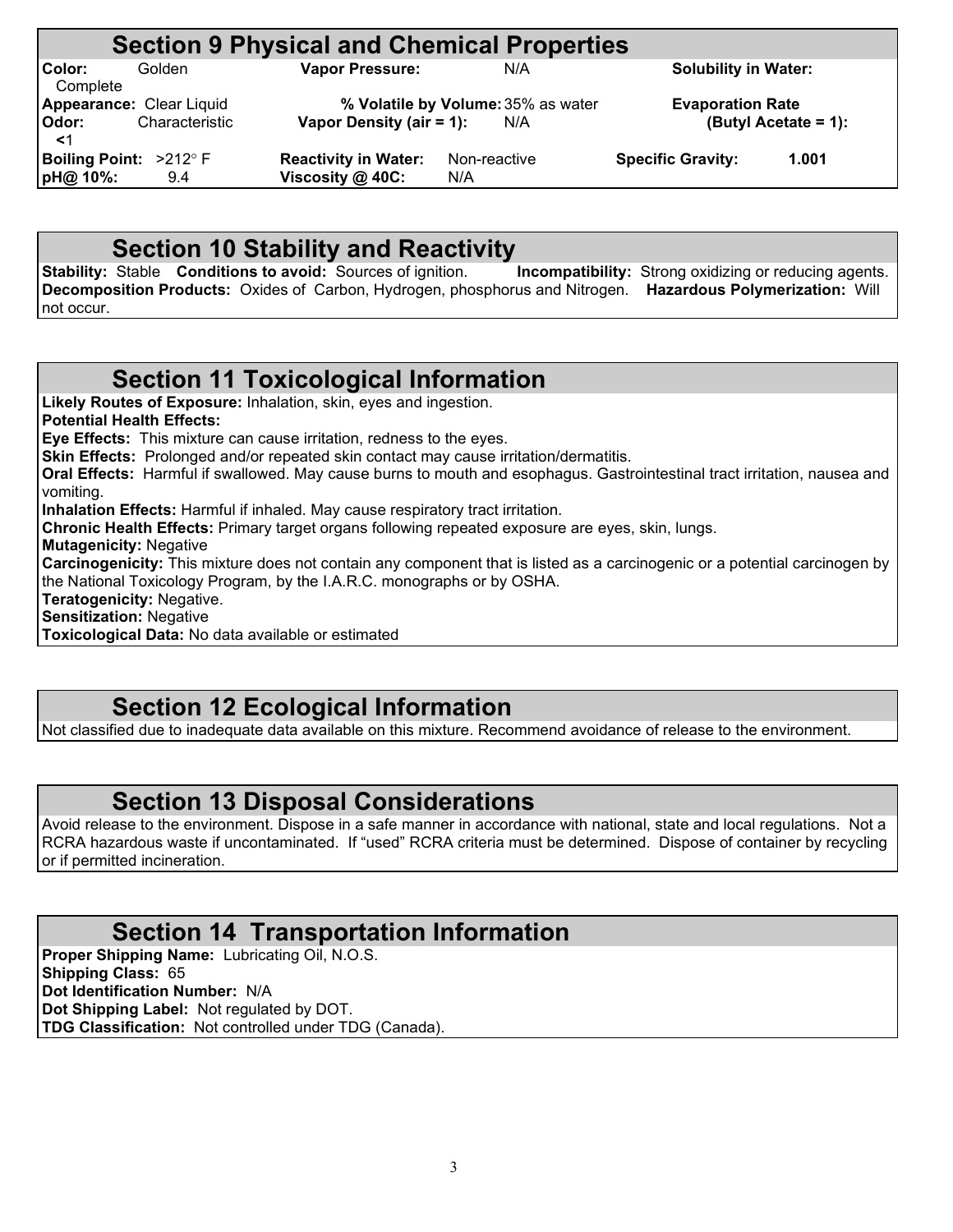## Section 9 Physical and Chemical Properties

| | | | | | |
|---|---|---|---|---|---|
| **Color:** | Golden | **Vapor Pressure:** | N/A | **Solubility in Water:** | Complete |
| **Appearance:** | Clear Liquid | **% Volatile by Volume:** | 35% as water | **Evaporation Rate (Butyl Acetate = 1):** | <1 |
| **Odor:** | Characteristic | **Vapor Density (air = 1):** | N/A | | |
| **Boiling Point:** | >212° F | **Reactivity in Water:** | Non-reactive | **Specific Gravity:** | 1.001 |
| **pH@ 10%:** | 9.4 | **Viscosity @ 40C:** | N/A | | |

## Section 10 Stability and Reactivity

**Stability:** Stable **Conditions to avoid:** Sources of ignition. **Incompatibility:** Strong oxidizing or reducing agents. **Decomposition Products:** Oxides of Carbon, Hydrogen, phosphorus and Nitrogen. **Hazardous Polymerization:** Will not occur.

## Section 11 Toxicological Information

**Likely Routes of Exposure:** Inhalation, skin, eyes and ingestion.
**Potential Health Effects:**
**Eye Effects:** This mixture can cause irritation, redness to the eyes.
**Skin Effects:** Prolonged and/or repeated skin contact may cause irritation/dermatitis.
**Oral Effects:** Harmful if swallowed. May cause burns to mouth and esophagus. Gastrointestinal tract irritation, nausea and vomiting.
**Inhalation Effects:** Harmful if inhaled. May cause respiratory tract irritation.
**Chronic Health Effects:** Primary target organs following repeated exposure are eyes, skin, lungs.
**Mutagenicity:** Negative
**Carcinogenicity:** This mixture does not contain any component that is listed as a carcinogenic or a potential carcinogen by the National Toxicology Program, by the I.A.R.C. monographs or by OSHA.
**Teratogenicity:** Negative.
**Sensitization:** Negative
**Toxicological Data:** No data available or estimated

## Section 12 Ecological Information

Not classified due to inadequate data available on this mixture. Recommend avoidance of release to the environment.

## Section 13 Disposal Considerations

Avoid release to the environment. Dispose in a safe manner in accordance with national, state and local regulations. Not a RCRA hazardous waste if uncontaminated. If "used" RCRA criteria must be determined. Dispose of container by recycling or if permitted incineration.

## Section 14 Transportation Information

**Proper Shipping Name:** Lubricating Oil, N.O.S.
**Shipping Class:** 65
**Dot Identification Number:** N/A
**Dot Shipping Label:** Not regulated by DOT.
**TDG Classification:** Not controlled under TDG (Canada).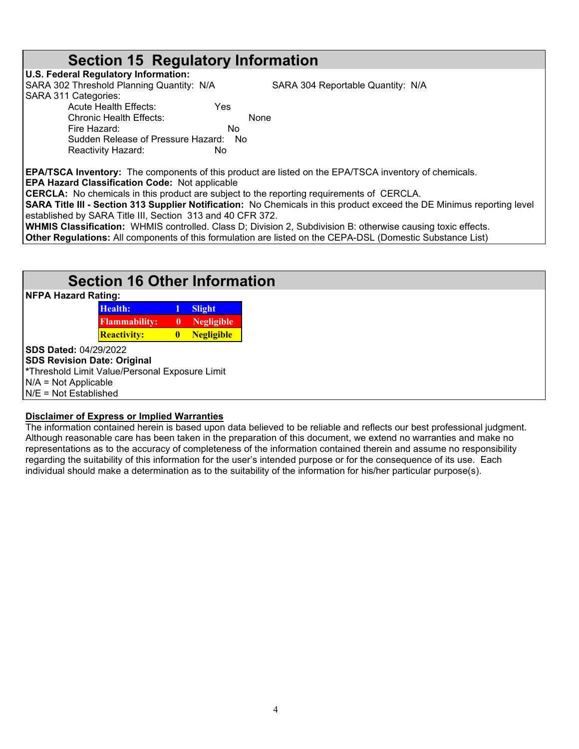# Section 15 Regulatory Information

**U.S. Federal Regulatory Information:**

SARA 302 Threshold Planning Quantity: N/A SARA 304 Reportable Quantity: N/A

SARA 311 Categories:

- Acute Health Effects: Yes
- Chronic Health Effects: None
- Fire Hazard: No
- Sudden Release of Pressure Hazard: No
- Reactivity Hazard: No

**EPA/TSCA Inventory:** The components of this product are listed on the EPA/TSCA inventory of chemicals.

**EPA Hazard Classification Code:** Not applicable

**CERCLA:** No chemicals in this product are subject to the reporting requirements of CERCLA.

**SARA Title III - Section 313 Supplier Notification:** No Chemicals in this product exceed the DE Minimus reporting level established by SARA Title III, Section 313 and 40 CFR 372.

**WHMIS Classification:** WHMIS controlled. Class D; Division 2, Subdivision B: otherwise causing toxic effects.

**Other Regulations:** All components of this formulation are listed on the CEPA-DSL (Domestic Substance List)

# Section 16 Other Information

**NFPA Hazard Rating:**

| | | |
|---|---|---|
| Health: | 1 | Slight |
| Flammability: | 0 | Negligible |
| Reactivity: | 0 | Negligible |

**SDS Dated:** 04/29/2022

**SDS Revision Date: Original**

*Threshold Limit Value/Personal Exposure Limit

N/A = Not Applicable

N/E = Not Established

**Disclaimer of Express or Implied Warranties**

The information contained herein is based upon data believed to be reliable and reflects our best professional judgment. Although reasonable care has been taken in the preparation of this document, we extend no warranties and make no representations as to the accuracy of completeness of the information contained therein and assume no responsibility regarding the suitability of this information for the user's intended purpose or for the consequence of its use. Each individual should make a determination as to the suitability of the information for his/her particular purpose(s).